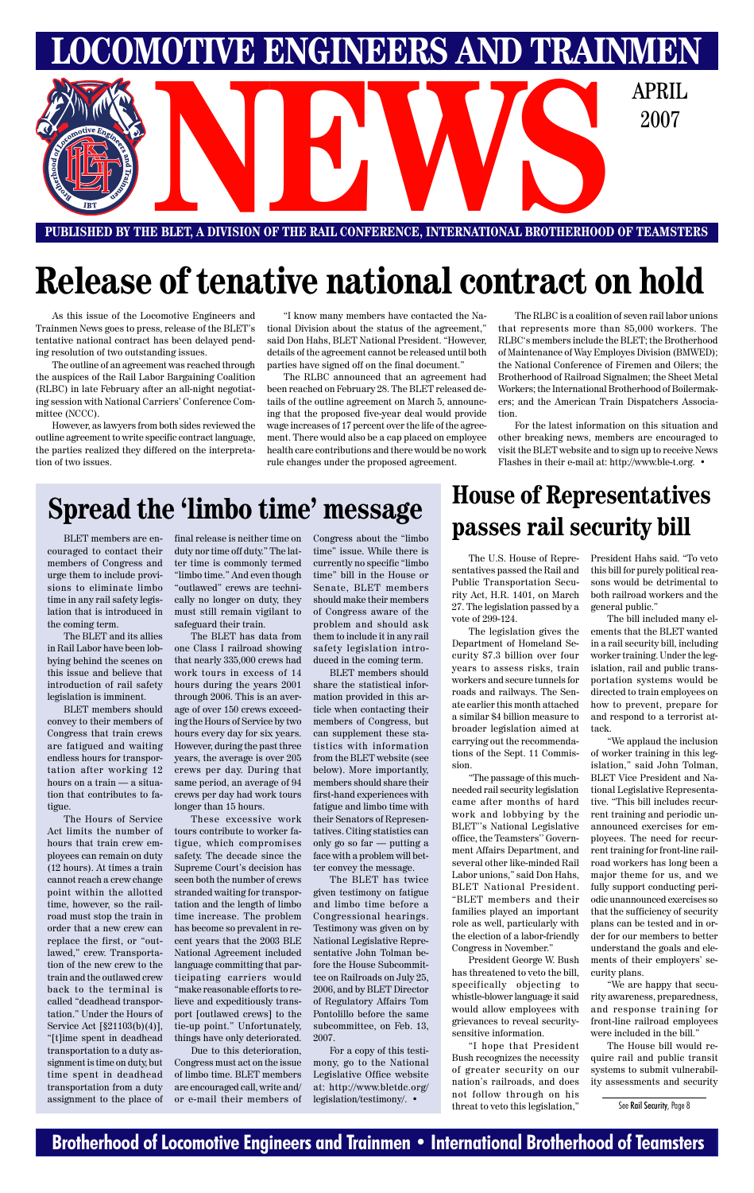# LOCOMOTIVE ENGINEERS AND TRAINMEN NEWS

APRIL 2007

PUBLISHED BY THE BLET, A DIVISION OF THE RAIL CONFERENCE, INTERNATIONAL BROTHERHOOD OF TEAMSTERS

# Release of tenative national contract on hold

As this issue of the Locomotive Engineers and Trainmen News goes to press, release of the BLET's tentative national contract has been delayed pending resolution of two outstanding issues.

The outline of an agreement was reached through the auspices of the Rail Labor Bargaining Coalition (RLBC) in late February after an all-night negotiating session with National Carriers' Conference Committee (NCCC).

However, as lawyers from both sides reviewed the outline agreement to write specific contract language, the parties realized they differed on the interpretation of two issues.

"I know many members have contacted the National Division about the status of the agreement," said Don Hahs, BLET National President. "However, details of the agreement cannot be released until both parties have signed off on the final document."

The RLBC announced that an agreement had been reached on February 28. The BLET released details of the outline agreement on March 5, announcing that the proposed five-year deal would provide wage increases of 17 percent over the life of the agreement. There would also be a cap placed on employee health care contributions and there would be no work rule changes under the proposed agreement.

The RLBC is a coalition of seven rail labor unions that represents more than 85,000 workers. The RLBC's members include the BLET; the Brotherhood of Maintenance of Way Employes Division (BMWED); the National Conference of Firemen and Oilers; the Brotherhood of Railroad Signalmen; the Sheet Metal Workers; the International Brotherhood of Boilermakers; and the American Train Dispatchers Association.

For the latest information on this situation and other breaking news, members are encouraged to visit the BLET website and to sign up to receive News Flashes in their e-mail at: http://www.ble-t.org. •

## Spread the 'limbo time' message

BLET members are encouraged to contact their members of Congress and urge them to include provisions to eliminate limbo time in any rail safety legislation that is introduced in the coming term.

The BLET and its allies in Rail Labor have been lobbying behind the scenes on this issue and believe that introduction of rail safety legislation is imminent.

BLET members should convey to their members of Congress that train crews are fatigued and waiting endless hours for transportation after working 12 hours on a train — a situation that contributes to fatigue.

The Hours of Service Act limits the number of hours that train crew employees can remain on duty (12 hours). At times a train cannot reach a crew change point within the allotted time, however, so the railroad must stop the train in order that a new crew can replace the first, or "outlawed," crew. Transportation of the new crew to the train and the outlawed crew back to the terminal is called "deadhead transportation." Under the Hours of Service Act [§21103(b)(4)], "[t]ime spent in deadhead transportation to a duty assignment is time on duty, but time spent in deadhead transportation from a duty assignment to the place of final release is neither time on duty nor time off duty." The latter time is commonly termed "limbo time." And even though "outlawed" crews are technically no longer on duty, they must still remain vigilant to safeguard their train.

The BLET has data from one Class I railroad showing that nearly 335,000 crews had work tours in excess of 14 hours during the years 2001 through 2006. This is an average of over 150 crews exceeding the Hours of Service by two hours every day for six years. However, during the past three years, the average is over 205 crews per day. During that same period, an average of 94 crews per day had work tours longer than 15 hours.

These excessive work tours contribute to worker fatigue, which compromises safety. The decade since the Supreme Court's decision has seen both the number of crews stranded waiting for transportation and the length of limbo time increase. The problem has become so prevalent in recent years that the 2003 BLE National Agreement included language committing that participating carriers would "make reasonable efforts to relieve and expeditiously transport [outlawed crews] to the tie-up point." Unfortunately, things have only deteriorated.

Due to this deterioration, Congress must act on the issue of limbo time. BLET members are encouraged call, write and/or e-mail their members of Congress about the "limbo time" issue. While there is currently no specific "limbo time" bill in the House or Senate, BLET members should make their members of Congress aware of the problem and should ask them to include it in any rail safety legislation introduced in the coming term.

BLET members should share the statistical information provided in this article when contacting their members of Congress, but can supplement these statistics with information from the BLET website (see below). More importantly, members should share their first-hand experiences with fatigue and limbo time with their Senators of Representatives. Citing statistics can only go so far — putting a face with a problem will better convey the message.

The BLET has twice given testimony on fatigue and limbo time before a Congressional hearings. Testimony was given on by National Legislative Representative John Tolman before the House Subcommittee on Railroads on July 25, 2006, and by BLET Director of Regulatory Affairs Tom Pontolillo before the same subcommittee, on Feb. 13, 2007.

For a copy of this testimony, go to the National Legislative Office website at: http://www.bletdc.org/legislation/testimony/. •

## House of Representatives passes rail security bill

The U.S. House of Representatives passed the Rail and Public Transportation Security Act, H.R. 1401, on March 27. The legislation passed by a vote of 299-124.

The legislation gives the Department of Homeland Security $7.3 billion over four years to assess risks, train workers and secure tunnels for roads and railways. The Senate earlier this month attached a similar $4 billion measure to broader legislation aimed at carrying out the recommendations of the Sept. 11 Commission.

"The passage of this much-needed rail security legislation came after months of hard work and lobbying by the BLET''s National Legislative office, the Teamsters'' Government Affairs Department, and several other like-minded Rail Labor unions," said Don Hahs, BLET National President. "BLET members and their families played an important role as well, particularly with the election of a labor-friendly Congress in November."

President George W. Bush has threatened to veto the bill, specifically objecting to whistle-blower language it said would allow employees with grievances to reveal security-sensitive information.

"I hope that President Bush recognizes the necessity of greater security on our nation's railroads, and does not follow through on his threat to veto this legislation," President Hahs said. "To veto this bill for purely political reasons would be detrimental to both railroad workers and the general public."

The bill included many elements that the BLET wanted in a rail security bill, including worker training. Under the legislation, rail and public transportation systems would be directed to train employees on how to prevent, prepare for and respond to a terrorist attack.

"We applaud the inclusion of worker training in this legislation," said John Tolman, BLET Vice President and National Legislative Representative. "This bill includes recurrent training and periodic unannounced exercises for employees. The need for recurrent training for front-line railroad workers has long been a major theme for us, and we fully support conducting periodic unannounced exercises so that the sufficiency of security plans can be tested and in order for our members to better understand the goals and elements of their employers' security plans.

"We are happy that security awareness, preparedness, and response training for front-line railroad employees were included in the bill."

The House bill would require rail and public transit systems to submit vulnerability assessments and security

See **Rail Security**, Page 8

Brotherhood of Locomotive Engineers and Trainmen • International Brotherhood of Teamsters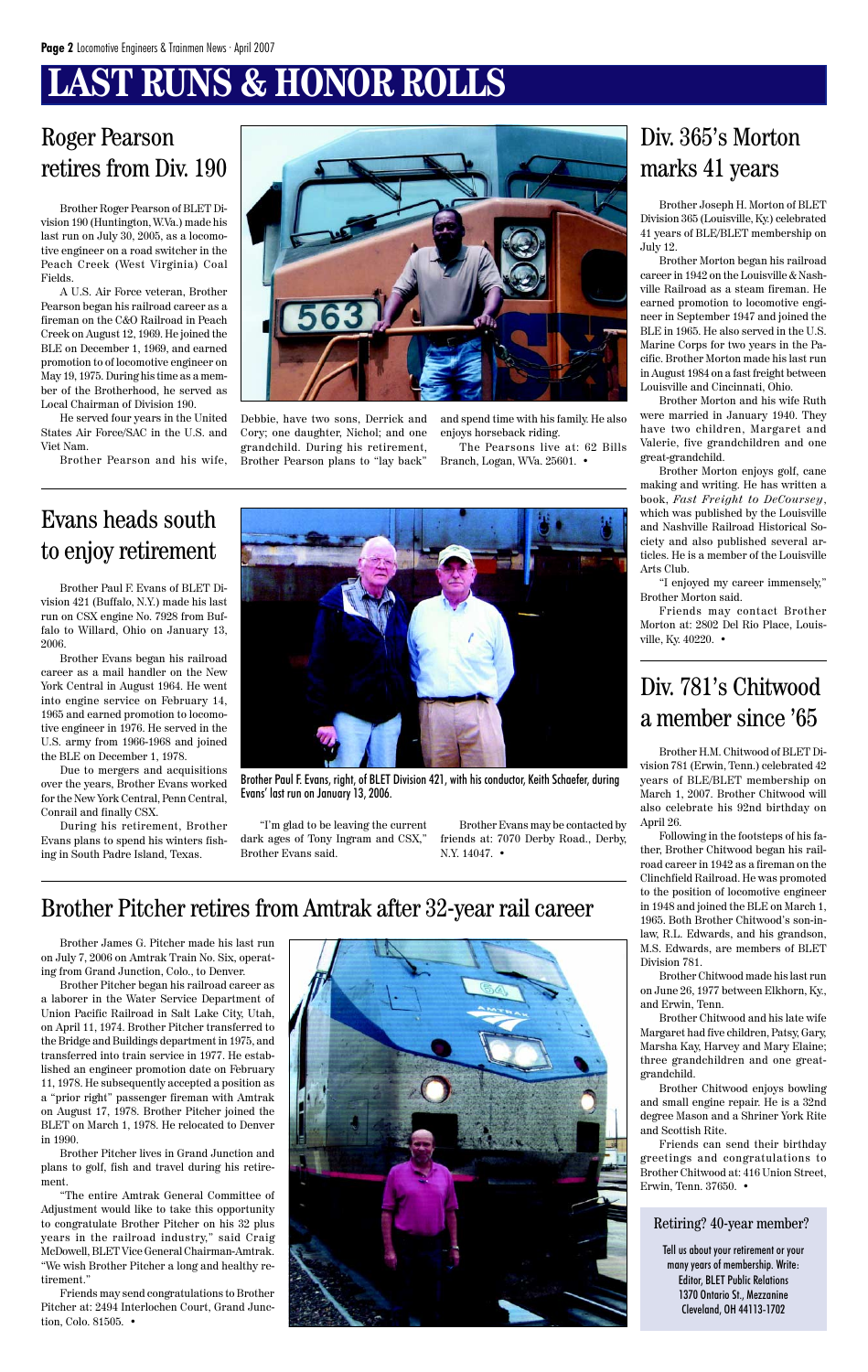# LAST RUNS & HONOR ROLLS

## Roger Pearson retires from Div. 190

Brother Roger Pearson of BLET Division 190 (Huntington, W.Va.) made his last run on July 30, 2005, as a locomotive engineer on a road switcher in the Peach Creek (West Virginia) Coal Fields.

A U.S. Air Force veteran, Brother Pearson began his railroad career as a fireman on the C&O Railroad in Peach Creek on August 12, 1969. He joined the BLE on December 1, 1969, and earned promotion to of locomotive engineer on May 19, 1975. During his time as a member of the Brotherhood, he served as Local Chairman of Division 190.

He served four years in the United States Air Force/SAC in the U.S. and Viet Nam.

Brother Pearson and his wife, Debbie, have two sons, Derrick and Cory; one daughter, Nichol; and one grandchild. During his retirement, Brother Pearson plans to "lay back" and spend time with his family. He also enjoys horseback riding.

The Pearsons live at: 62 Bills Branch, Logan, WVa. 25601. •

## Div. 365's Morton marks 41 years

Brother Joseph H. Morton of BLET Division 365 (Louisville, Ky.) celebrated 41 years of BLE/BLET membership on July 12.

Brother Morton began his railroad career in 1942 on the Louisville & Nashville Railroad as a steam fireman. He earned promotion to locomotive engineer in September 1947 and joined the BLE in 1965. He also served in the U.S. Marine Corps for two years in the Pacific. Brother Morton made his last run in August 1984 on a fast freight between Louisville and Cincinnati, Ohio.

Brother Morton and his wife Ruth were married in January 1940. They have two children, Margaret and Valerie, five grandchildren and one great-grandchild.

Brother Morton enjoys golf, cane making and writing. He has written a book, *Fast Freight to DeCoursey*, which was published by the Louisville and Nashville Railroad Historical Society and also published several articles. He is a member of the Louisville Arts Club.

"I enjoyed my career immensely," Brother Morton said.

Friends may contact Brother Morton at: 2802 Del Rio Place, Louisville, Ky. 40220. •

## Evans heads south to enjoy retirement

Brother Paul F. Evans of BLET Division 421 (Buffalo, N.Y.) made his last run on CSX engine No. 7928 from Buffalo to Willard, Ohio on January 13, 2006.

Brother Evans began his railroad career as a mail handler on the New York Central in August 1964. He went into engine service on February 14, 1965 and earned promotion to locomotive engineer in 1976. He served in the U.S. army from 1966-1968 and joined the BLE on December 1, 1978.

Due to mergers and acquisitions over the years, Brother Evans worked for the New York Central, Penn Central, Conrail and finally CSX.

During his retirement, Brother Evans plans to spend his winters fishing in South Padre Island, Texas.

Brother Paul F. Evans, right, of BLET Division 421, with his conductor, Keith Schaefer, during Evans' last run on January 13, 2006.

"I'm glad to be leaving the current dark ages of Tony Ingram and CSX," Brother Evans said.

Brother Evans may be contacted by friends at: 7070 Derby Road., Derby, N.Y. 14047. •

## Div. 781's Chitwood a member since '65

Brother H.M. Chitwood of BLET Division 781 (Erwin, Tenn.) celebrated 42 years of BLE/BLET membership on March 1, 2007. Brother Chitwood will also celebrate his 92nd birthday on April 26.

Following in the footsteps of his father, Brother Chitwood began his railroad career in 1942 as a fireman on the Clinchfield Railroad. He was promoted to the position of locomotive engineer in 1948 and joined the BLE on March 1, 1965. Both Brother Chitwood's son-in-law, R.L. Edwards, and his grandson, M.S. Edwards, are members of BLET Division 781.

Brother Chitwood made his last run on June 26, 1977 between Elkhorn, Ky., and Erwin, Tenn.

Brother Chitwood and his late wife Margaret had five children, Patsy, Gary, Marsha Kay, Harvey and Mary Elaine; three grandchildren and one great-grandchild.

Brother Chitwood enjoys bowling and small engine repair. He is a 32nd degree Mason and a Shriner York Rite and Scottish Rite.

Friends can send their birthday greetings and congratulations to Brother Chitwood at: 416 Union Street, Erwin, Tenn. 37650. •

## Brother Pitcher retires from Amtrak after 32-year rail career

Brother James G. Pitcher made his last run on July 7, 2006 on Amtrak Train No. Six, operating from Grand Junction, Colo., to Denver.

Brother Pitcher began his railroad career as a laborer in the Water Service Department of Union Pacific Railroad in Salt Lake City, Utah, on April 11, 1974. Brother Pitcher transferred to the Bridge and Buildings department in 1975, and transferred into train service in 1977. He established an engineer promotion date on February 11, 1978. He subsequently accepted a position as a "prior right" passenger fireman with Amtrak on August 17, 1978. Brother Pitcher joined the BLET on March 1, 1978. He relocated to Denver in 1990.

Brother Pitcher lives in Grand Junction and plans to golf, fish and travel during his retirement.

"The entire Amtrak General Committee of Adjustment would like to take this opportunity to congratulate Brother Pitcher on his 32 plus years in the railroad industry," said Craig McDowell, BLET Vice General Chairman-Amtrak. "We wish Brother Pitcher a long and healthy retirement."

Friends may send congratulations to Brother Pitcher at: 2494 Interlochen Court, Grand Junction, Colo. 81505. •

### Retiring? 40-year member?

Tell us about your retirement or your many years of membership. Write: Editor, BLET Public Relations 1370 Ontario St., Mezzanine Cleveland, OH 44113-1702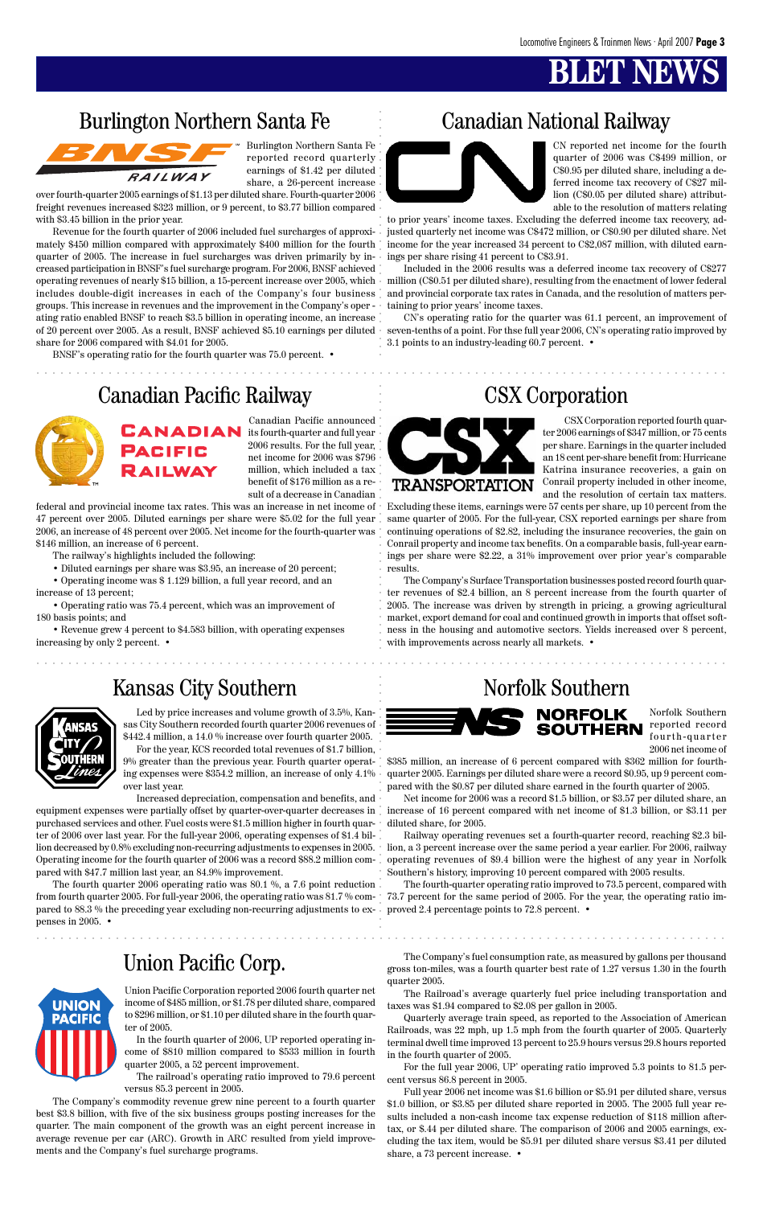# BLET NEWS

## Burlington Northern Santa Fe

Burlington Northern Santa Fe reported record quarterly earnings of $1.42 per diluted share, a 26-percent increase over fourth-quarter 2005 earnings of $1.13 per diluted share. Fourth-quarter 2006 freight revenues increased $323 million, or 9 percent, to $3.77 billion compared with $3.45 billion in the prior year.

Revenue for the fourth quarter of 2006 included fuel surcharges of approximately $450 million compared with approximately $400 million for the fourth quarter of 2005. The increase in fuel surcharges was driven primarily by increased participation in BNSF's fuel surcharge program. For 2006, BNSF achieved operating revenues of nearly $15 billion, a 15-percent increase over 2005, which includes double-digit increases in each of the Company's four business groups. This increase in revenues and the improvement in the Company's operating ratio enabled BNSF to reach $3.5 billion in operating income, an increase of 20 percent over 2005. As a result, BNSF achieved $5.10 earnings per diluted share for 2006 compared with $4.01 for 2005.

BNSF's operating ratio for the fourth quarter was 75.0 percent. •

## Canadian National Railway

CN reported net income for the fourth quarter of 2006 was C$499 million, or C$0.95 per diluted share, including a deferred income tax recovery of C$27 million (C$0.05 per diluted share) attributable to the resolution of matters relating to prior years' income taxes. Excluding the deferred income tax recovery, adjusted quarterly net income was C$472 million, or C$0.90 per diluted share. Net income for the year increased 34 percent to C$2,087 million, with diluted earnings per share rising 41 percent to C$3.91.

Included in the 2006 results was a deferred income tax recovery of C$277 million (C$0.51 per diluted share), resulting from the enactment of lower federal and provincial corporate tax rates in Canada, and the resolution of matters pertaining to prior years' income taxes.

CN's operating ratio for the quarter was 61.1 percent, an improvement of seven-tenths of a point. For thse full year 2006, CN's operating ratio improved by 3.1 points to an industry-leading 60.7 percent. •

## Canadian Pacific Railway

Canadian Pacific announced its fourth-quarter and full year 2006 results. For the full year, net income for 2006 was $796 million, which included a tax benefit of $176 million as a result of a decrease in Canadian federal and provincial income tax rates. This was an increase in net income of 47 percent over 2005. Diluted earnings per share were $5.02 for the full year 2006, an increase of 48 percent over 2005. Net income for the fourth-quarter was $146 million, an increase of 6 percent.

The railway's highlights included the following:

- Diluted earnings per share was $3.95, an increase of 20 percent;
- Operating income was $ 1.129 billion, a full year record, and an increase of 13 percent;
- Operating ratio was 75.4 percent, which was an improvement of 180 basis points; and
- Revenue grew 4 percent to $4.583 billion, with operating expenses increasing by only 2 percent. •

## CSX Corporation

CSX Corporation reported fourth quarter 2006 earnings of $347 million, or 75 cents per share. Earnings in the quarter included an 18 cent per-share benefit from: Hurricane Katrina insurance recoveries, a gain on Conrail property included in other income, and the resolution of certain tax matters. Excluding these items, earnings were 57 cents per share, up 10 percent from the same quarter of 2005. For the full-year, CSX reported earnings per share from continuing operations of $2.82, including the insurance recoveries, the gain on Conrail property and income tax benefits. On a comparable basis, full-year earnings per share were $2.22, a 31% improvement over prior year's comparable results.

The Company's Surface Transportation businesses posted record fourth quarter revenues of $2.4 billion, an 8 percent increase from the fourth quarter of 2005. The increase was driven by strength in pricing, a growing agricultural market, export demand for coal and continued growth in imports that offset softness in the housing and automotive sectors. Yields increased over 8 percent, with improvements across nearly all markets. •

## Kansas City Southern

Led by price increases and volume growth of 3.5%, Kansas City Southern recorded fourth quarter 2006 revenues of $442.4 million, a 14.0 % increase over fourth quarter 2005.

For the year, KCS recorded total revenues of $1.7 billion, 9% greater than the previous year. Fourth quarter operating expenses were $354.2 million, an increase of only 4.1% over last year.

Increased depreciation, compensation and benefits, and equipment expenses were partially offset by quarter-over-quarter decreases in purchased services and other. Fuel costs were $1.5 million higher in fourth quarter of 2006 over last year. For the full-year 2006, operating expenses of $1.4 billion decreased by 0.8% excluding non-recurring adjustments to expenses in 2005. Operating income for the fourth quarter of 2006 was a record $88.2 million compared with $47.7 million last year, an 84.9% improvement.

The fourth quarter 2006 operating ratio was 80.1 %, a 7.6 point reduction from fourth quarter 2005. For full-year 2006, the operating ratio was 81.7 % compared to 88.3 % the preceding year excluding non-recurring adjustments to expenses in 2005. •

## Norfolk Southern

Norfolk Southern reported record fourth-quarter 2006 net income of $385 million, an increase of 6 percent compared with $362 million for fourth-quarter 2005. Earnings per diluted share were a record $0.95, up 9 percent compared with the $0.87 per diluted share earned in the fourth quarter of 2005.

Net income for 2006 was a record $1.5 billion, or $3.57 per diluted share, an increase of 16 percent compared with net income of $1.3 billion, or $3.11 per diluted share, for 2005.

Railway operating revenues set a fourth-quarter record, reaching $2.3 billion, a 3 percent increase over the same period a year earlier. For 2006, railway operating revenues of $9.4 billion were the highest of any year in Norfolk Southern's history, improving 10 percent compared with 2005 results.

The fourth-quarter operating ratio improved to 73.5 percent, compared with 73.7 percent for the same period of 2005. For the year, the operating ratio improved 2.4 percentage points to 72.8 percent. •

## Union Pacific Corp.

Union Pacific Corporation reported 2006 fourth quarter net income of $485 million, or $1.78 per diluted share, compared to $296 million, or $1.10 per diluted share in the fourth quarter of 2005.

In the fourth quarter of 2006, UP reported operating income of $810 million compared to $533 million in fourth quarter 2005, a 52 percent improvement.

The railroad's operating ratio improved to 79.6 percent versus 85.3 percent in 2005.

The Company's commodity revenue grew nine percent to a fourth quarter best $3.8 billion, with five of the six business groups posting increases for the quarter. The main component of the growth was an eight percent increase in average revenue per car (ARC). Growth in ARC resulted from yield improvements and the Company's fuel surcharge programs.

The Company's fuel consumption rate, as measured by gallons per thousand gross ton-miles, was a fourth quarter best rate of 1.27 versus 1.30 in the fourth quarter 2005.

The Railroad's average quarterly fuel price including transportation and taxes was $1.94 compared to $2.08 per gallon in 2005.

Quarterly average train speed, as reported to the Association of American Railroads, was 22 mph, up 1.5 mph from the fourth quarter of 2005. Quarterly terminal dwell time improved 13 percent to 25.9 hours versus 29.8 hours reported in the fourth quarter of 2005.

For the full year 2006, UP' operating ratio improved 5.3 points to 81.5 percent versus 86.8 percent in 2005.

Full year 2006 net income was $1.6 billion or $5.91 per diluted share, versus $1.0 billion, or $3.85 per diluted share reported in 2005. The 2005 full year results included a non-cash income tax expense reduction of $118 million after-tax, or $.44 per diluted share. The comparison of 2006 and 2005 earnings, excluding the tax item, would be $5.91 per diluted share versus $3.41 per diluted share, a 73 percent increase. •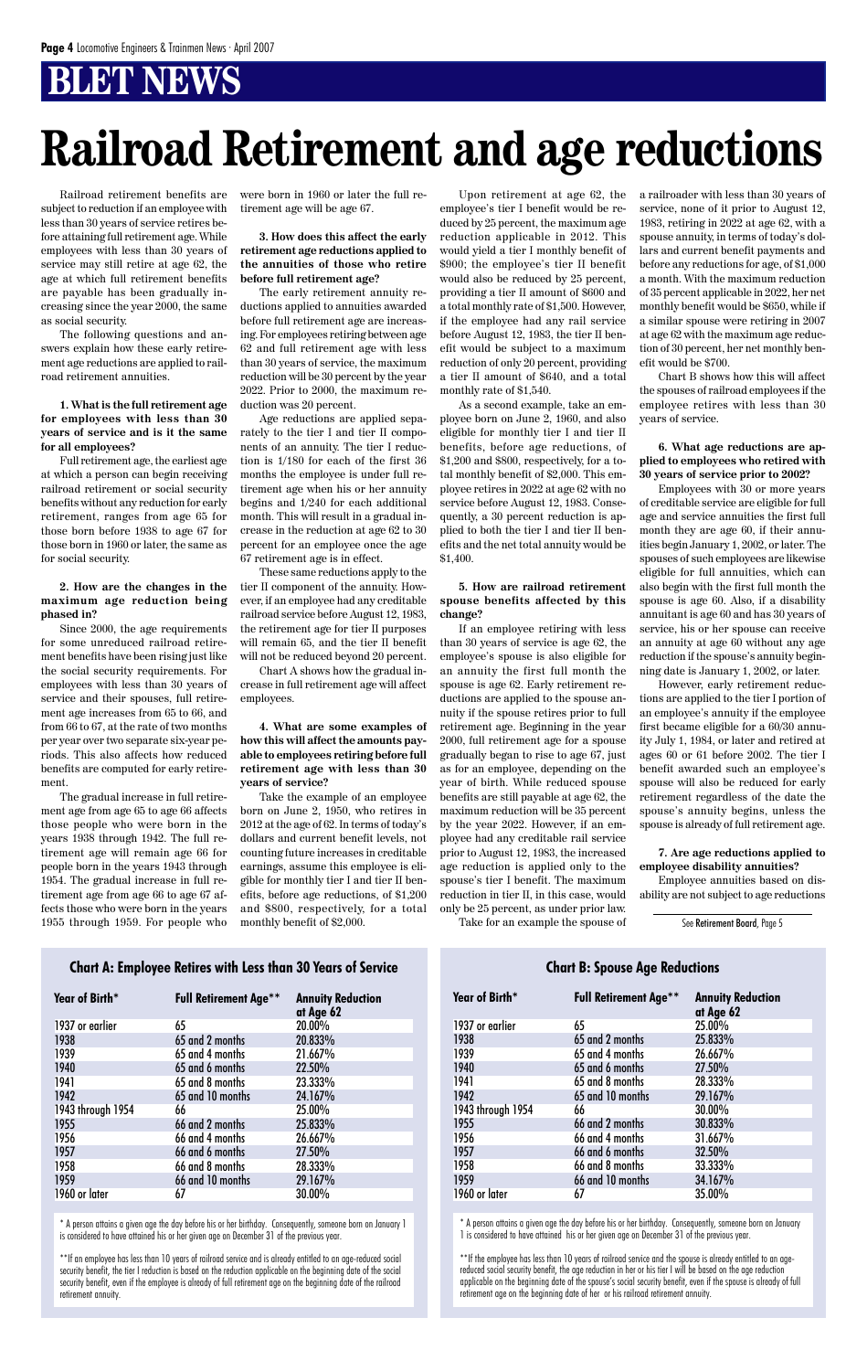# BLET NEWS

# Railroad Retirement and age reductions

Railroad retirement benefits are subject to reduction if an employee with less than 30 years of service retires before attaining full retirement age. While employees with less than 30 years of service may still retire at age 62, the age at which full retirement benefits are payable has been gradually increasing since the year 2000, the same as social security.

The following questions and answers explain how these early retirement age reductions are applied to railroad retirement annuities.

**1. What is the full retirement age for employees with less than 30 years of service and is it the same for all employees?**

Full retirement age, the earliest age at which a person can begin receiving railroad retirement or social security benefits without any reduction for early retirement, ranges from age 65 for those born before 1938 to age 67 for those born in 1960 or later, the same as for social security.

**2. How are the changes in the maximum age reduction being phased in?**

Since 2000, the age requirements for some unreduced railroad retirement benefits have been rising just like the social security requirements. For employees with less than 30 years of service and their spouses, full retirement age increases from 65 to 66, and from 66 to 67, at the rate of two months per year over two separate six-year periods. This also affects how reduced benefits are computed for early retirement.

The gradual increase in full retirement age from age 65 to age 66 affects those people who were born in the years 1938 through 1942. The full retirement age will remain age 66 for people born in the years 1943 through 1954. The gradual increase in full retirement age from age 66 to age 67 affects those who were born in the years 1955 through 1959. For people who were born in 1960 or later the full retirement age will be age 67.

**3. How does this affect the early retirement age reductions applied to the annuities of those who retire before full retirement age?**

The early retirement annuity reductions applied to annuities awarded before full retirement age are increasing. For employees retiring between age 62 and full retirement age with less than 30 years of service, the maximum reduction will be 30 percent by the year 2022. Prior to 2000, the maximum reduction was 20 percent.

Age reductions are applied separately to the tier I and tier II components of an annuity. The tier I reduction is 1/180 for each of the first 36 months the employee is under full retirement age when his or her annuity begins and 1/240 for each additional month. This will result in a gradual increase in the reduction at age 62 to 30 percent for an employee once the age 67 retirement age is in effect.

These same reductions apply to the tier II component of the annuity. However, if an employee had any creditable railroad service before August 12, 1983, the retirement age for tier II purposes will remain 65, and the tier II benefit will not be reduced beyond 20 percent.

Chart A shows how the gradual increase in full retirement age will affect employees.

**4. What are some examples of how this will affect the amounts payable to employees retiring before full retirement age with less than 30 years of service?**

Take the example of an employee born on June 2, 1950, who retires in 2012 at the age of 62. In terms of today's dollars and current benefit levels, not counting future increases in creditable earnings, assume this employee is eligible for monthly tier I and tier II benefits, before age reductions, of $1,200 and $800, respectively, for a total monthly benefit of $2,000.

Upon retirement at age 62, the employee's tier I benefit would be reduced by 25 percent, the maximum age reduction applicable in 2012. This would yield a tier I monthly benefit of $900; the employee's tier II benefit would also be reduced by 25 percent, providing a tier II amount of $600 and a total monthly rate of $1,500. However, if the employee had any rail service before August 12, 1983, the tier II benefit would be subject to a maximum reduction of only 20 percent, providing a tier II amount of $640, and a total monthly rate of $1,540.

As a second example, take an employee born on June 2, 1960, and also eligible for monthly tier I and tier II benefits, before age reductions, of $1,200 and $800, respectively, for a total monthly benefit of $2,000. This employee retires in 2022 at age 62 with no service before August 12, 1983. Consequently, a 30 percent reduction is applied to both the tier I and tier II benefits and the net total annuity would be $1,400.

**5. How are railroad retirement spouse benefits affected by this change?**

If an employee retiring with less than 30 years of service is age 62, the employee's spouse is also eligible for an annuity the first full month the spouse is age 62. Early retirement reductions are applied to the spouse annuity if the spouse retires prior to full retirement age. Beginning in the year 2000, full retirement age for a spouse gradually began to rise to age 67, just as for an employee, depending on the year of birth. While reduced spouse benefits are still payable at age 62, the maximum reduction will be 35 percent by the year 2022. However, if an employee had any creditable rail service prior to August 12, 1983, the increased age reduction is applied only to the spouse's tier I benefit. The maximum reduction in tier II, in this case, would only be 25 percent, as under prior law.

Take for an example the spouse of a railroader with less than 30 years of service, none of it prior to August 12, 1983, retiring in 2022 at age 62, with a spouse annuity, in terms of today's dollars and current benefit payments and before any reductions for age, of $1,000 a month. With the maximum reduction of 35 percent applicable in 2022, her net monthly benefit would be $650, while if a similar spouse were retiring in 2007 at age 62 with the maximum age reduction of 30 percent, her net monthly benefit would be $700.

Chart B shows how this will affect the spouses of railroad employees if the employee retires with less than 30 years of service.

**6. What age reductions are applied to employees who retired with 30 years of service prior to 2002?**

Employees with 30 or more years of creditable service are eligible for full age and service annuities the first full month they are age 60, if their annuities begin January 1, 2002, or later. The spouses of such employees are likewise eligible for full annuities, which can also begin with the first full month the spouse is age 60. Also, if a disability annuitant is age 60 and has 30 years of service, his or her spouse can receive an annuity at age 60 without any age reduction if the spouse's annuity beginning date is January 1, 2002, or later.

However, early retirement reductions are applied to the tier I portion of an employee's annuity if the employee first became eligible for a 60/30 annuity July 1, 1984, or later and retired at ages 60 or 61 before 2002. The tier I benefit awarded such an employee's spouse will also be reduced for early retirement regardless of the date the spouse's annuity begins, unless the spouse is already of full retirement age.

**7. Are age reductions applied to employee disability annuities?**

Employee annuities based on disability are not subject to age reductions

See Retirement Board, Page 5

### Chart A: Employee Retires with Less than 30 Years of Service

| Year of Birth* | Full Retirement Age** | Annuity Reduction at Age 62 |
|---|---|---|
| 1937 or earlier | 65 | 20.00% |
| 1938 | 65 and 2 months | 20.833% |
| 1939 | 65 and 4 months | 21.667% |
| 1940 | 65 and 6 months | 22.50% |
| 1941 | 65 and 8 months | 23.333% |
| 1942 | 65 and 10 months | 24.167% |
| 1943 through 1954 | 66 | 25.00% |
| 1955 | 66 and 2 months | 25.833% |
| 1956 | 66 and 4 months | 26.667% |
| 1957 | 66 and 6 months | 27.50% |
| 1958 | 66 and 8 months | 28.333% |
| 1959 | 66 and 10 months | 29.167% |
| 1960 or later | 67 | 30.00% |

* A person attains a given age the day before his or her birthday. Consequently, someone born on January 1 is considered to have attained his or her given age on December 31 of the previous year.

**If an employee has less than 10 years of railroad service and is already entitled to an age-reduced social security benefit, the tier I reduction is based on the reduction applicable on the beginning date of the social security benefit, even if the employee is already of full retirement age on the beginning date of the railroad retirement annuity.

### Chart B: Spouse Age Reductions

| Year of Birth* | Full Retirement Age** | Annuity Reduction at Age 62 |
|---|---|---|
| 1937 or earlier | 65 | 25.00% |
| 1938 | 65 and 2 months | 25.833% |
| 1939 | 65 and 4 months | 26.667% |
| 1940 | 65 and 6 months | 27.50% |
| 1941 | 65 and 8 months | 28.333% |
| 1942 | 65 and 10 months | 29.167% |
| 1943 through 1954 | 66 | 30.00% |
| 1955 | 66 and 2 months | 30.833% |
| 1956 | 66 and 4 months | 31.667% |
| 1957 | 66 and 6 months | 32.50% |
| 1958 | 66 and 8 months | 33.333% |
| 1959 | 66 and 10 months | 34.167% |
| 1960 or later | 67 | 35.00% |

* A person attains a given age the day before his or her birthday. Consequently, someone born on January 1 is considered to have attained his or her given age on December 31 of the previous year.

**If the employee has less than 10 years of railroad service and the spouse is already entitled to an age-reduced social security benefit, the age reduction in her or his tier I will be based on the age reduction applicable on the beginning date of the spouse's social security benefit, even if the spouse is already of full retirement age on the beginning date of her or his railroad retirement annuity.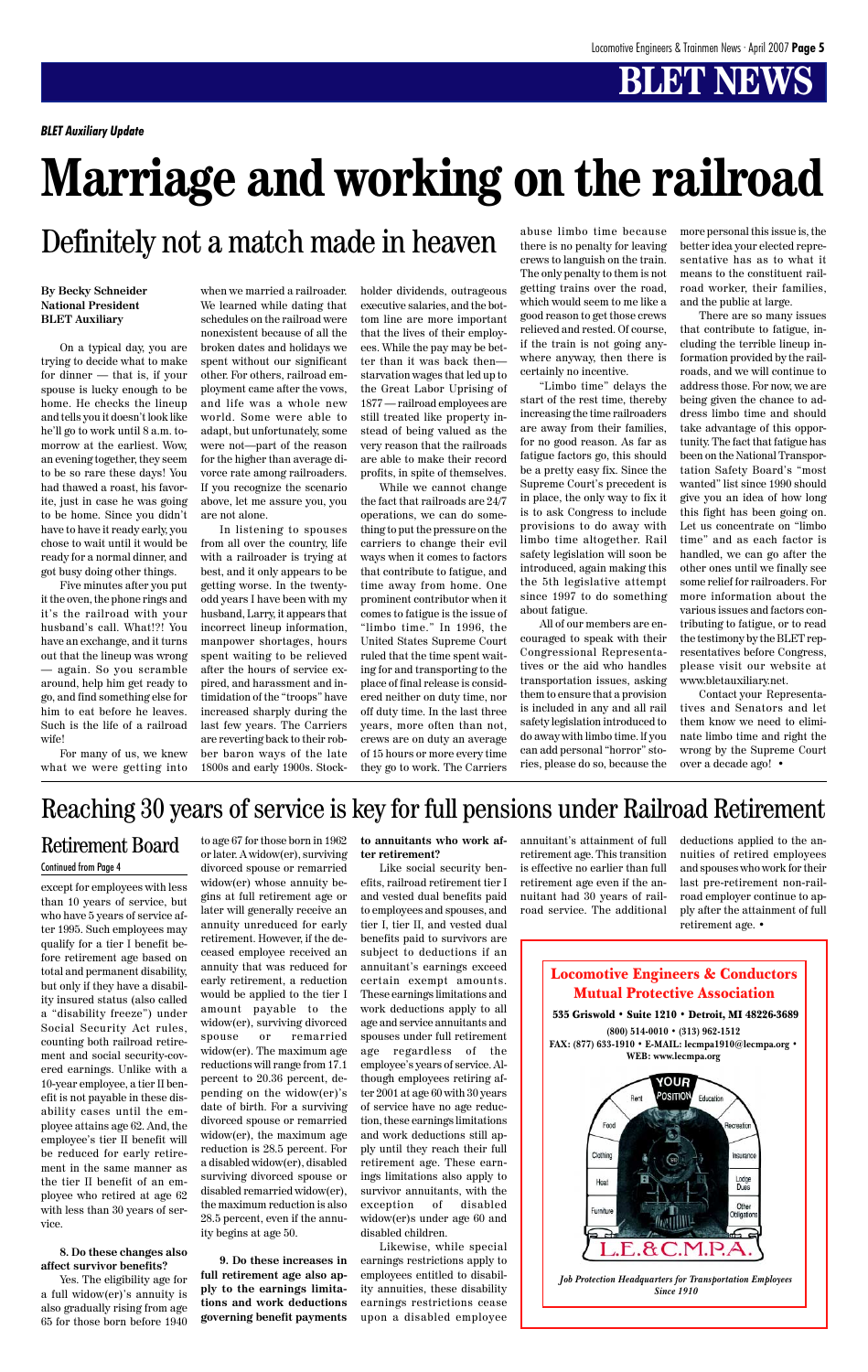*BLET Auxiliary Update*

# Marriage and working on the railroad

## Definitely not a match made in heaven

**By Becky Schneider**
**National President**
**BLET Auxiliary**

On a typical day, you are trying to decide what to make for dinner — that is, if your spouse is lucky enough to be home. He checks the lineup and tells you it doesn't look like he'll go to work until 8 a.m. tomorrow at the earliest. Wow, an evening together, they seem to be so rare these days! You had thawed a roast, his favorite, just in case he was going to be home. Since you didn't have to have it ready early, you chose to wait until it would be ready for a normal dinner, and got busy doing other things.

Five minutes after you put it the oven, the phone rings and it's the railroad with your husband's call. What!?! You have an exchange, and it turns out that the lineup was wrong — again. So you scramble around, help him get ready to go, and find something else for him to eat before he leaves. Such is the life of a railroad wife!

For many of us, we knew what we were getting into when we married a railroader. We learned while dating that schedules on the railroad were nonexistent because of all the broken dates and holidays we spent without our significant other. For others, railroad employment came after the vows, and life was a whole new world. Some were able to adapt, but unfortunately, some were not—part of the reason for the higher than average divorce rate among railroaders. If you recognize the scenario above, let me assure you, you are not alone.

In listening to spouses from all over the country, life with a railroader is trying at best, and it only appears to be getting worse. In the twenty-odd years I have been with my husband, Larry, it appears that incorrect lineup information, manpower shortages, hours spent waiting to be relieved after the hours of service expired, and harassment and intimidation of the "troops" have increased sharply during the last few years. The Carriers are reverting back to their robber baron ways of the late 1800s and early 1900s. Stockholder dividends, outrageous executive salaries, and the bottom line are more important that the lives of their employees. While the pay may be better than it was back then—starvation wages that led up to the Great Labor Uprising of 1877 — railroad employees are still treated like property instead of being valued as the very reason that the railroads are able to make their record profits, in spite of themselves.

While we cannot change the fact that railroads are 24/7 operations, we can do something to put the pressure on the carriers to change their evil ways when it comes to factors that contribute to fatigue, and time away from home. One prominent contributor when it comes to fatigue is the issue of "limbo time." In 1996, the United States Supreme Court ruled that the time spent waiting for and transporting to the place of final release is considered neither on duty time, nor off duty time. In the last three years, more often than not, crews are on duty an average of 15 hours or more every time they go to work. The Carriers abuse limbo time because there is no penalty for leaving crews to languish on the train. The only penalty to them is not getting trains over the road, which would seem to me like a good reason to get those crews relieved and rested. Of course, if the train is not going anywhere anyway, then there is certainly no incentive.

"Limbo time" delays the start of the rest time, thereby increasing the time railroaders are away from their families, for no good reason. As far as fatigue factors go, this should be a pretty easy fix. Since the Supreme Court's precedent is in place, the only way to fix it is to ask Congress to include provisions to do away with limbo time altogether. Rail safety legislation will soon be introduced, again making this the 5th legislative attempt since 1997 to do something about fatigue.

All of our members are encouraged to speak with their Congressional Representatives or the aid who handles transportation issues, asking them to ensure that a provision is included in any and all rail safety legislation introduced to do away with limbo time. If you can add personal "horror" stories, please do so, because the more personal this issue is, the better idea your elected representative has as to what it means to the constituent railroad worker, their families, and the public at large.

There are so many issues that contribute to fatigue, including the terrible lineup information provided by the railroads, and we will continue to address those. For now, we are being given the chance to address limbo time and should take advantage of this opportunity. The fact that fatigue has been on the National Transportation Safety Board's "most wanted" list since 1990 should give you an idea of how long this fight has been going on. Let us concentrate on "limbo time" and as each factor is handled, we can go after the other ones until we finally see some relief for railroaders. For more information about the various issues and factors contributing to fatigue, or to read the testimony by the BLET representatives before Congress, please visit our website at www.bletauxiliary.net.

Contact your Representatives and Senators and let them know we need to eliminate limbo time and right the wrong by the Supreme Court over a decade ago! •

## Reaching 30 years of service is key for full pensions under Railroad Retirement

### Retirement Board

Continued from Page 4

except for employees with less than 10 years of service, but who have 5 years of service after 1995. Such employees may qualify for a tier I benefit before retirement age based on total and permanent disability, but only if they have a disability insured status (also called a "disability freeze") under Social Security Act rules, counting both railroad retirement and social security-covered earnings. Unlike with a 10-year employee, a tier II benefit is not payable in these disability cases until the employee attains age 62. And, the employee's tier II benefit will be reduced for early retirement in the same manner as the tier II benefit of an employee who retired at age 62 with less than 30 years of service.

**8. Do these changes also affect survivor benefits?**

Yes. The eligibility age for a full widow(er)'s annuity is also gradually rising from age 65 for those born before 1940 to age 67 for those born in 1962 or later. A widow(er), surviving divorced spouse or remarried widow(er) whose annuity begins at full retirement age or later will generally receive an annuity unreduced for early retirement. However, if the deceased employee received an annuity that was reduced for early retirement, a reduction would be applied to the tier I amount payable to the widow(er), surviving divorced spouse or remarried widow(er). The maximum age reductions will range from 17.1 percent to 20.36 percent, depending on the widow(er)'s date of birth. For a surviving divorced spouse or remarried widow(er), the maximum age reduction is 28.5 percent. For a disabled widow(er), disabled surviving divorced spouse or disabled remarried widow(er), the maximum reduction is also 28.5 percent, even if the annuity begins at age 50.

**9. Do these increases in full retirement age also apply to the earnings limitations and work deductions governing benefit payments to annuitants who work after retirement?**

Like social security benefits, railroad retirement tier I and vested dual benefits paid to employees and spouses, and tier I, tier II, and vested dual benefits paid to survivors are subject to deductions if an annuitant's earnings exceed certain exempt amounts. These earnings limitations and work deductions apply to all age and service annuitants and spouses under full retirement age regardless of the employee's years of service. Although employees retiring after 2001 at age 60 with 30 years of service have no age reduction, these earnings limitations and work deductions still apply until they reach their full retirement age. These earnings limitations also apply to survivor annuitants, with the exception of disabled widow(er)s under age 60 and disabled children.

Likewise, while special earnings restrictions apply to employees entitled to disability annuities, these disability earnings restrictions cease upon a disabled employee annuitant's attainment of full retirement age. This transition is effective no earlier than full retirement age even if the annuitant had 30 years of railroad service. The additional deductions applied to the annuities of retired employees and spouses who work for their last pre-retirement non-railroad employer continue to apply after the attainment of full retirement age. •

**Locomotive Engineers & Conductors Mutual Protective Association**

**535 Griswold • Suite 1210 • Detroit, MI 48226-3689**

**(800) 514-0010 • (313) 962-1512**

**FAX: (877) 633-1910 • E-MAIL: lecmpa1910@lecmpa.org • WEB: www.lecmpa.org**

YOUR POSITION — Rent, Education, Food, Recreation, Clothing, Insurance, Heat, Lodge Dues, Furniture, Other Obligations

L.E.&C.M.P.A.

*Job Protection Headquarters for Transportation Employees Since 1910*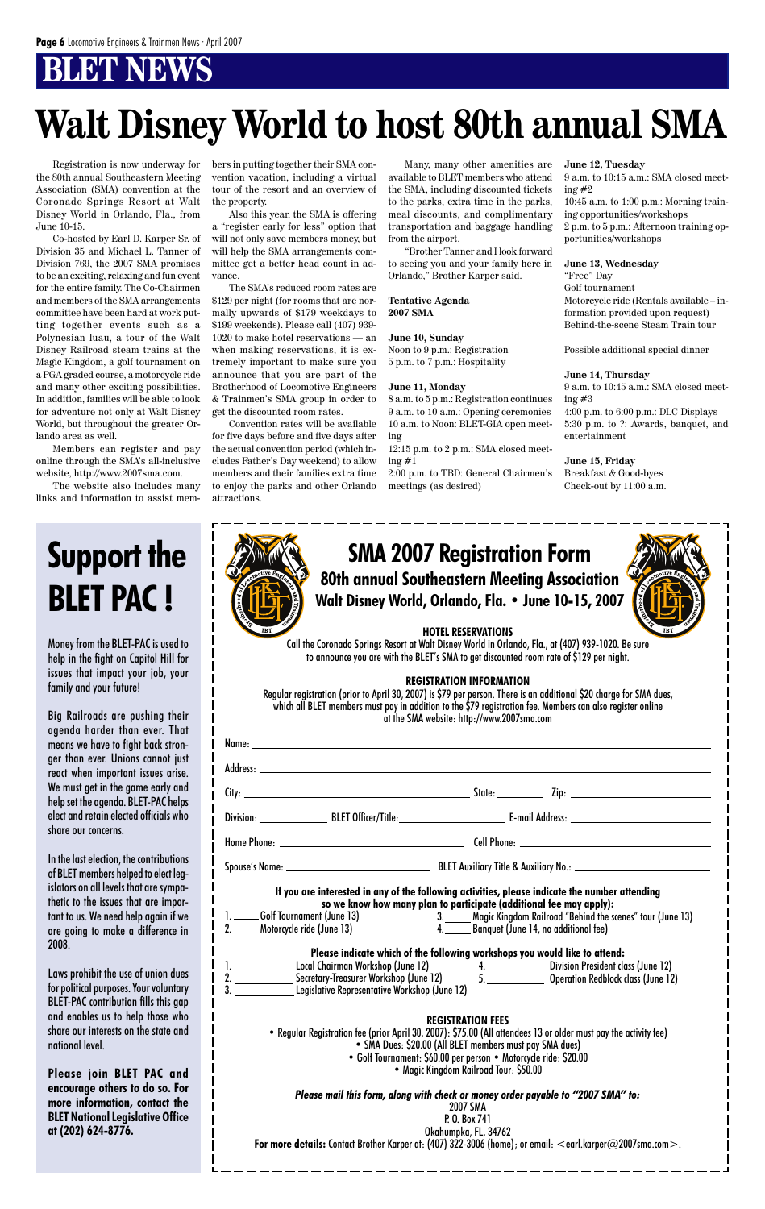# BLET NEWS

# Walt Disney World to host 80th annual SMA

Registration is now underway for the 80th annual Southeastern Meeting Association (SMA) convention at the Coronado Springs Resort at Walt Disney World in Orlando, Fla., from June 10-15.

Co-hosted by Earl D. Karper Sr. of Division 35 and Michael L. Tanner of Division 769, the 2007 SMA promises to be an exciting, relaxing and fun event for the entire family. The Co-Chairmen and members of the SMA arrangements committee have been hard at work putting together events such as a Polynesian luau, a tour of the Walt Disney Railroad steam trains at the Magic Kingdom, a golf tournament on a PGA graded course, a motorcycle ride and many other exciting possibilities. In addition, families will be able to look for adventure not only at Walt Disney World, but throughout the greater Orlando area as well.

Members can register and pay online through the SMA's all-inclusive website, http://www.2007sma.com.

The website also includes many links and information to assist members in putting together their SMA convention vacation, including a virtual tour of the resort and an overview of the property.

Also this year, the SMA is offering a "register early for less" option that will not only save members money, but will help the SMA arrangements committee get a better head count in advance.

The SMA's reduced room rates are $129 per night (for rooms that are normally upwards of $179 weekdays to $199 weekends). Please call (407) 939-1020 to make hotel reservations — an when making reservations, it is extremely important to make sure you announce that you are part of the Brotherhood of Locomotive Engineers & Trainmen's SMA group in order to get the discounted room rates.

Convention rates will be available for five days before and five days after the actual convention period (which includes Father's Day weekend) to allow members and their families extra time to enjoy the parks and other Orlando attractions.

Many, many other amenities are available to BLET members who attend the SMA, including discounted tickets to the parks, extra time in the parks, meal discounts, and complimentary transportation and baggage handling from the airport.

"Brother Tanner and I look forward to seeing you and your family here in Orlando," Brother Karper said.

**Tentative Agenda**
**2007 SMA**

**June 10, Sunday**
Noon to 9 p.m.: Registration
5 p.m. to 7 p.m.: Hospitality

**June 11, Monday**
8 a.m. to 5 p.m.: Registration continues
9 a.m. to 10 a.m.: Opening ceremonies
10 a.m. to Noon: BLET-GIA open meeting
12:15 p.m. to 2 p.m.: SMA closed meeting #1
2:00 p.m. to TBD: General Chairmen's meetings (as desired)

**June 12, Tuesday**
9 a.m. to 10:15 a.m.: SMA closed meeting #2
10:45 a.m. to 1:00 p.m.: Morning training opportunities/workshops
2 p.m. to 5 p.m.: Afternoon training opportunities/workshops

**June 13, Wednesday**
"Free" Day
Golf tournament
Motorcycle ride (Rentals available – information provided upon request)
Behind-the-scene Steam Train tour

Possible additional special dinner

**June 14, Thursday**
9 a.m. to 10:45 a.m.: SMA closed meeting #3
4:00 p.m. to 6:00 p.m.: DLC Displays
5:30 p.m. to ?: Awards, banquet, and entertainment

**June 15, Friday**
Breakfast & Good-byes
Check-out by 11:00 a.m.

# Support the BLET PAC !

Money from the BLET-PAC is used to help in the fight on Capitol Hill for issues that impact your job, your family and your future!

Big Railroads are pushing their agenda harder than ever. That means we have to fight back stronger than ever. Unions cannot just react when important issues arise. We must get in the game early and help set the agenda. BLET-PAC helps elect and retain elected officials who share our concerns.

In the last election, the contributions of BLET members helped to elect legislators on all levels that are sympathetic to the issues that are important to us. We need help again if we are going to make a difference in 2008.

Laws prohibit the use of union dues for political purposes. Your voluntary BLET-PAC contribution fills this gap and enables us to help those who share our interests on the state and national level.

**Please join BLET PAC and encourage others to do so. For more information, contact the BLET National Legislative Office at (202) 624-8776.**

## SMA 2007 Registration Form

### 80th annual Southeastern Meeting Association
### Walt Disney World, Orlando, Fla. • June 10-15, 2007

**HOTEL RESERVATIONS**

Call the Coronado Springs Resort at Walt Disney World in Orlando, Fla., at (407) 939-1020. Be sure to announce you are with the BLET's SMA to get discounted room rate of $129 per night.

**REGISTRATION INFORMATION**

Regular registration (prior to April 30, 2007) is $79 per person. There is an additional $20 charge for SMA dues, which all BLET members must pay in addition to the $79 registration fee. Members can also register online at the SMA website: http://www.2007sma.com

Name: ____________________

Address: ____________________

City: ____________ State: ______ Zip: ________

Division: ________ BLET Officer/Title: ____________ E-mail Address: ____________

Home Phone: ____________ Cell Phone: ____________

Spouse's Name: ____________ BLET Auxiliary Title & Auxiliary No.: ____________

**If you are interested in any of the following activities, please indicate the number attending so we know how many plan to participate (additional fee may apply):**

1. _____ Golf Tournament (June 13)
2. _____ Motorcycle ride (June 13)
3. _____ Magic Kingdom Railroad "Behind the scenes" tour (June 13)
4. _____ Banquet (June 14, no additional fee)

**Please indicate which of the following workshops you would like to attend:**

1. __________ Local Chairman Workshop (June 12)
2. __________ Secretary-Treasurer Workshop (June 12)
3. __________ Legislative Representative Workshop (June 12)
4. __________ Division President class (June 12)
5. __________ Operation Redblock class (June 12)

**REGISTRATION FEES**

- Regular Registration fee (prior April 30, 2007): $75.00 (All attendees 13 or older must pay the activity fee)
- SMA Dues: $20.00 (All BLET members must pay SMA dues)
- Golf Tournament: $60.00 per person • Motorcycle ride: $20.00
- Magic Kingdom Railroad Tour: $50.00

***Please mail this form, along with check or money order payable to "2007 SMA" to:***

2007 SMA
P. O. Box 741
Okahumpka, FL, 34762

**For more details:** Contact Brother Karper at: (407) 322-3006 (home); or email: <earl.karper@2007sma.com>.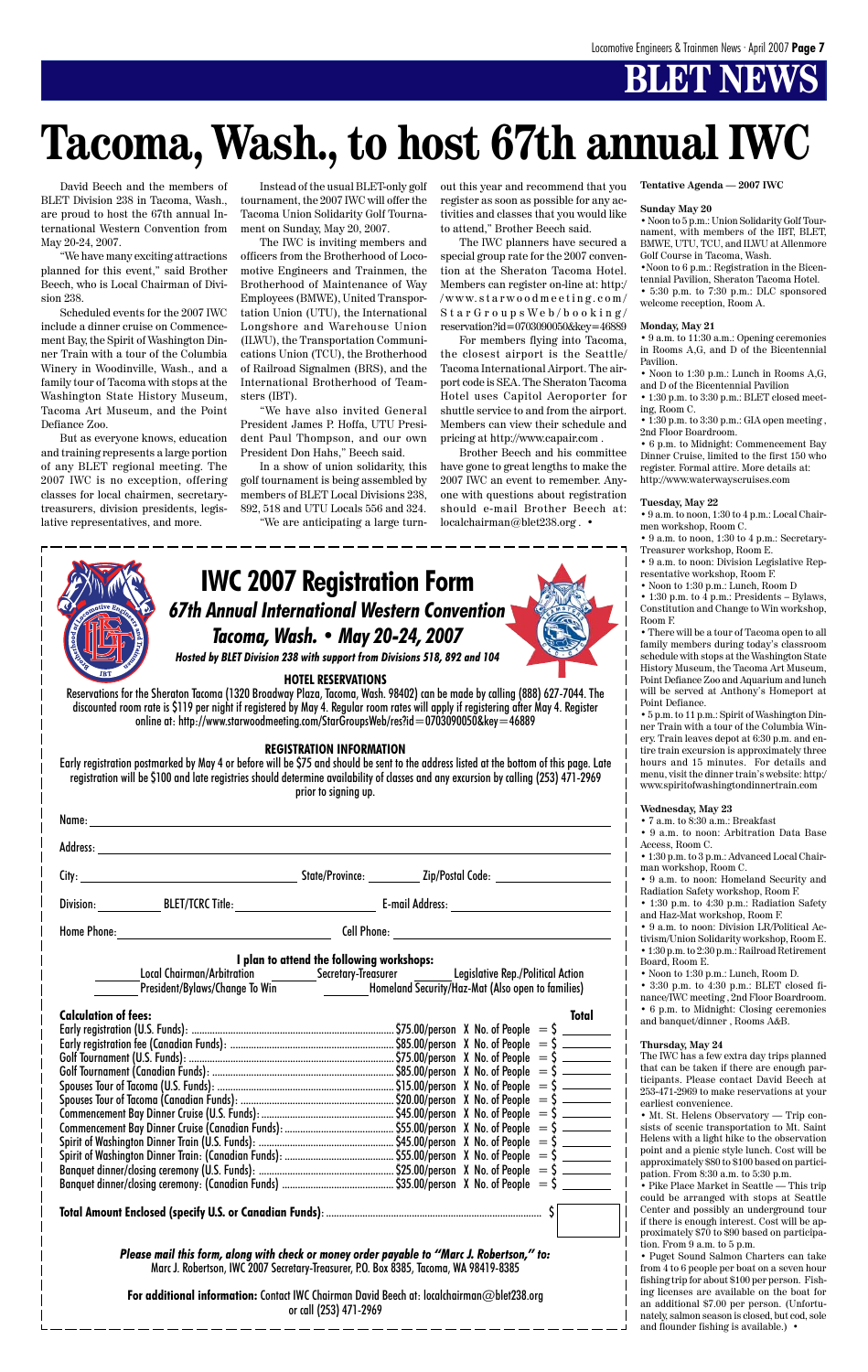# Tacoma, Wash., to host 67th annual IWC

David Beech and the members of BLET Division 238 in Tacoma, Wash., are proud to host the 67th annual International Western Convention from May 20-24, 2007.

"We have many exciting attractions planned for this event," said Brother Beech, who is Local Chairman of Division 238.

Scheduled events for the 2007 IWC include a dinner cruise on Commencement Bay, the Spirit of Washington Dinner Train with a tour of the Columbia Winery in Woodinville, Wash., and a family tour of Tacoma with stops at the Washington State History Museum, Tacoma Art Museum, and the Point Defiance Zoo.

But as everyone knows, education and training represents a large portion of any BLET regional meeting. The 2007 IWC is no exception, offering classes for local chairmen, secretary-treasurers, division presidents, legislative representatives, and more.

Instead of the usual BLET-only golf tournament, the 2007 IWC will offer the Tacoma Union Solidarity Golf Tournament on Sunday, May 20, 2007.

The IWC is inviting members and officers from the Brotherhood of Locomotive Engineers and Trainmen, the Brotherhood of Maintenance of Way Employees (BMWE), United Transportation Union (UTU), the International Longshore and Warehouse Union (ILWU), the Transportation Communications Union (TCU), the Brotherhood of Railroad Signalmen (BRS), and the International Brotherhood of Teamsters (IBT).

"We have also invited General President James P. Hoffa, UTU President Paul Thompson, and our own President Don Hahs," Beech said.

In a show of union solidarity, this golf tournament is being assembled by members of BLET Local Divisions 238, 892, 518 and UTU Locals 556 and 324.

"We are anticipating a large turnout this year and recommend that you register as soon as possible for any activities and classes that you would like to attend," Brother Beech said.

The IWC planners have secured a special group rate for the 2007 convention at the Sheraton Tacoma Hotel. Members can register on-line at: http://www.starwoodmeeting.com/StarGroupsWeb/booking/reservation?id=0703090050&key=46889

For members flying into Tacoma, the closest airport is the Seattle/Tacoma International Airport. The airport code is SEA. The Sheraton Tacoma Hotel uses Capitol Aeroporter for shuttle service to and from the airport. Members can view their schedule and pricing at http://www.capair.com .

Brother Beech and his committee have gone to great lengths to make the 2007 IWC an event to remember. Anyone with questions about registration should e-mail Brother Beech at: localchairman@blet238.org . •

**Tentative Agenda — 2007 IWC**

**Sunday May 20**

- Noon to 5 p.m.: Union Solidarity Golf Tournament, with members of the IBT, BLET, BMWE, UTU, TCU, and ILWU at Allenmore Golf Course in Tacoma, Wash.
- Noon to 6 p.m.: Registration in the Bicentennial Pavilion, Sheraton Tacoma Hotel.
- 5:30 p.m. to 7:30 p.m.: DLC sponsored welcome reception, Room A.

**Monday, May 21**

- 9 a.m. to 11:30 a.m.: Opening ceremonies in Rooms A,G, and D of the Bicentennial Pavilion.
- Noon to 1:30 p.m.: Lunch in Rooms A,G, and D of the Bicentennial Pavilion
- 1:30 p.m. to 3:30 p.m.: BLET closed meeting, Room C.
- 1:30 p.m. to 3:30 p.m.: GIA open meeting , 2nd Floor Boardroom.
- 6 p.m. to Midnight: Commencement Bay Dinner Cruise, limited to the first 150 who register. Formal attire. More details at: http://www.waterwayscruises.com

**Tuesday, May 22**

- 9 a.m. to noon, 1:30 to 4 p.m.: Local Chairmen workshop, Room C.
- 9 a.m. to noon, 1:30 to 4 p.m.: Secretary-Treasurer workshop, Room E.
- 9 a.m. to noon: Division Legislative Representative workshop, Room F.
- Noon to 1:30 p.m.: Lunch, Room D
- 1:30 p.m. to 4 p.m.: Presidents – Bylaws, Constitution and Change to Win workshop, Room F.
- There will be a tour of Tacoma open to all family members during today's classroom schedule with stops at the Washington State History Museum, the Tacoma Art Museum, Point Defiance Zoo and Aquarium and lunch will be served at Anthony's Homeport at Point Defiance.
- 5 p.m. to 11 p.m.: Spirit of Washington Dinner Train with a tour of the Columbia Winery. Train leaves depot at 6:30 p.m. and entire train excursion is approximately three hours and 15 minutes. For details and menu, visit the dinner train's website: http://www.spiritofwashingtondinnertrain.com

**Wednesday, May 23**

- 7 a.m. to 8:30 a.m.: Breakfast
- 9 a.m. to noon: Arbitration Data Base Access, Room C.
- 1:30 p.m. to 3 p.m.: Advanced Local Chairman workshop, Room C.
- 9 a.m. to noon: Homeland Security and Radiation Safety workshop, Room F.
- 1:30 p.m. to 4:30 p.m.: Radiation Safety and Haz-Mat workshop, Room F.
- 9 a.m. to noon: Division LR/Political Activism/Union Solidarity workshop, Room E.
- 1:30 p.m. to 2:30 p.m.: Railroad Retirement Board, Room E.
- Noon to 1:30 p.m.: Lunch, Room D.
- 3:30 p.m. to 4:30 p.m.: BLET closed finance/IWC meeting , 2nd Floor Boardroom.
- 6 p.m. to Midnight: Closing ceremonies and banquet/dinner , Rooms A&B.

**Thursday, May 24**

The IWC has a few extra day trips planned that can be taken if there are enough participants. Please contact David Beech at 253-471-2969 to make reservations at your earliest convenience.

- Mt. St. Helens Observatory — Trip consists of scenic transportation to Mt. Saint Helens with a light hike to the observation point and a picnic style lunch. Cost will be approximately $80 to $100 based on participation. From 8:30 a.m. to 5:30 p.m.
- Pike Place Market in Seattle — This trip could be arranged with stops at Seattle Center and possibly an underground tour if there is enough interest. Cost will be approximately $70 to $90 based on participation. From 9 a.m. to 5 p.m.
- Puget Sound Salmon Charters can take from 4 to 6 people per boat on a seven hour fishing trip for about $100 per person. Fishing licenses are available on the boat for an additional $7.00 per person. (Unfortunately, salmon season is closed, but cod, sole and flounder fishing is available.) •

## IWC 2007 Registration Form

### *67th Annual International Western Convention*

### *Tacoma, Wash. • May 20-24, 2007*

*Hosted by BLET Division 238 with support from Divisions 518, 892 and 104*

**HOTEL RESERVATIONS**

Reservations for the Sheraton Tacoma (1320 Broadway Plaza, Tacoma, Wash. 98402) can be made by calling (888) 627-7044. The discounted room rate is $119 per night if registered by May 4. Regular room rates will apply if registering after May 4. Register online at: http://www.starwoodmeeting.com/StarGroupsWeb/res?id=0703090050&key=46889

**REGISTRATION INFORMATION**

Early registration postmarked by May 4 or before will be $75 and should be sent to the address listed at the bottom of this page. Late registration will be $100 and late registries should determine availability of classes and any excursion by calling (253) 471-2969 prior to signing up.

Name: ____________________

Address: ____________________

City: ____________ State/Province: ________ Zip/Postal Code: ____________

Division: ________ BLET/TCRC Title: ____________ E-mail Address: ____________

Home Phone: ____________ Cell Phone: ____________

**I plan to attend the following workshops:**

_____ Local Chairman/Arbitration _____ Secretary-Treasurer _____ Legislative Rep./Political Action

_____ President/Bylaws/Change To Win _____ Homeland Security/Haz-Mat (Also open to families)

**Calculation of fees:**

| Item | Price | | Total |
|---|---|---|---|
| Early registration (U.S. Funds) | $75.00/person | X No. of People | = $ ______ |
| Early registration fee (Canadian Funds) | $85.00/person | X No. of People | = $ ______ |
| Golf Tournament (U.S. Funds) | $75.00/person | X No. of People | = $ ______ |
| Golf Tournament (Canadian Funds) | $85.00/person | X No. of People | = $ ______ |
| Spouses Tour of Tacoma (U.S. Funds) | $15.00/person | X No. of People | = $ ______ |
| Spouses Tour of Tacoma (Canadian Funds) | $20.00/person | X No. of People | = $ ______ |
| Commencement Bay Dinner Cruise (U.S. Funds) | $45.00/person | X No. of People | = $ ______ |
| Commencement Bay Dinner Cruise (Canadian Funds) | $55.00/person | X No. of People | = $ ______ |
| Spirit of Washington Dinner Train (U.S. Funds) | $45.00/person | X No. of People | = $ ______ |
| Spirit of Washington Dinner Train: (Canadian Funds) | $55.00/person | X No. of People | = $ ______ |
| Banquet dinner/closing ceremony (U.S. Funds) | $25.00/person | X No. of People | = $ ______ |
| Banquet dinner/closing ceremony: (Canadian Funds) | $35.00/person | X No. of People | = $ ______ |

**Total Amount Enclosed (specify U.S. or Canadian Funds):** $ ______

***Please mail this form, along with check or money order payable to "Marc J. Robertson," to:***
Marc J. Robertson, IWC 2007 Secretary-Treasurer, P.O. Box 8385, Tacoma, WA 98419-8385

**For additional information:** Contact IWC Chairman David Beech at: localchairman@blet238.org or call (253) 471-2969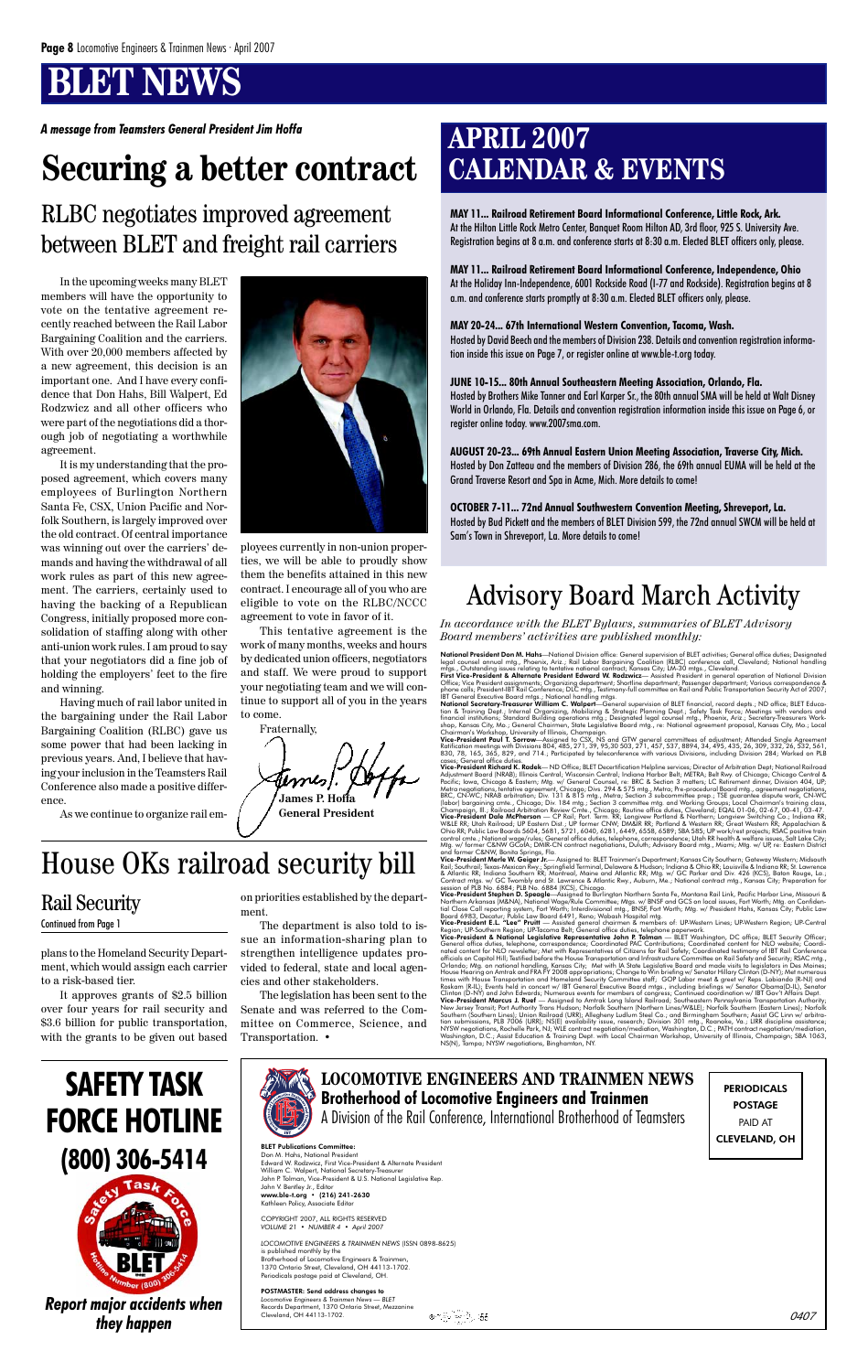# BLET NEWS

*A message from Teamsters General President Jim Hoffa*

# Securing a better contract

## RLBC negotiates improved agreement between BLET and freight rail carriers

In the upcoming weeks many BLET members will have the opportunity to vote on the tentative agreement recently reached between the Rail Labor Bargaining Coalition and the carriers. With over 20,000 members affected by a new agreement, this decision is an important one. And I have every confidence that Don Hahs, Bill Walpert, Ed Rodzwicz and all other officers who were part of the negotiations did a thorough job of negotiating a worthwhile agreement.

It is my understanding that the proposed agreement, which covers many employees of Burlington Northern Santa Fe, CSX, Union Pacific and Norfolk Southern, is largely improved over the old contract. Of central importance was winning out over the carriers' demands and having the withdrawal of all work rules as part of this new agreement. The carriers, certainly used to having the backing of a Republican Congress, initially proposed more consolidation of staffing along with other anti-union work rules. I am proud to say that your negotiators did a fine job of holding the employers' feet to the fire and winning.

Having much of rail labor united in the bargaining under the Rail Labor Bargaining Coalition (RLBC) gave us some power that had been lacking in previous years. And, I believe that having your inclusion in the Teamsters Rail Conference also made a positive difference.

As we continue to organize rail employees currently in non-union properties, we will be able to proudly show them the benefits attained in this new contract. I encourage all of you who are eligible to vote on the RLBC/NCCC agreement to vote in favor of it.

This tentative agreement is the work of many months, weeks and hours by dedicated union officers, negotiators and staff. We were proud to support your negotiating team and we will continue to support all of you in the years to come.

Fraternally,

James P. Hoffa
General President

# House OKs railroad security bill

## Rail Security

Continued from Page 1

plans to the Homeland Security Department, which would assign each carrier to a risk-based tier.

It approves grants of $2.5 billion over four years for rail security and $3.6 billion for public transportation, with the grants to be given out based on priorities established by the department.

The department is also told to issue an information-sharing plan to strengthen intelligence updates provided to federal, state and local agencies and other stakeholders.

The legislation has been sent to the Senate and was referred to the Committee on Commerce, Science, and Transportation. •

# APRIL 2007 CALENDAR & EVENTS

**MAY 11... Railroad Retirement Board Informational Conference, Little Rock, Ark.**
At the Hilton Little Rock Metro Center, Banquet Room Hilton AD, 3rd floor, 925 S. University Ave. Registration begins at 8 a.m. and conference starts at 8:30 a.m. Elected BLET officers only, please.

**MAY 11... Railroad Retirement Board Informational Conference, Independence, Ohio**
At the Holiday Inn-Independence, 6001 Rockside Road (I-77 and Rockside). Registration begins at 8 a.m. and conference starts promptly at 8:30 a.m. Elected BLET officers only, please.

**MAY 20-24... 67th International Western Convention, Tacoma, Wash.**
Hosted by David Beech and the members of Division 238. Details and convention registration information inside this issue on Page 7, or register online at www.ble-t.org today.

**JUNE 10-15... 80th Annual Southeastern Meeting Association, Orlando, Fla.**
Hosted by Brothers Mike Tanner and Earl Karper Sr., the 80th annual SMA will be held at Walt Disney World in Orlando, Fla. Details and convention registration information inside this issue on Page 6, or register online today. www.2007sma.com.

**AUGUST 20-23... 69th Annual Eastern Union Meeting Association, Traverse City, Mich.**
Hosted by Don Zatteau and the members of Division 286, the 69th annual EUMA will be held at the Grand Traverse Resort and Spa in Acme, Mich. More details to come!

**OCTOBER 7-11... 72nd Annual Southwestern Convention Meeting, Shreveport, La.**
Hosted by Bud Pickett and the members of BLET Division 599, the 72nd annual SWCM will be held at Sam's Town in Shreveport, La. More details to come!

# Advisory Board March Activity

*In accordance with the BLET Bylaws, summaries of BLET Advisory Board members' activities are published monthly:*

**National President Don M. Hahs**—National Division office: General supervision of BLET activities; General office duties; Designated legal counsel annual mtg., Phoenix, Ariz.; Rail Labor Bargaining Coalition (RLBC) conference call, Cleveland; National handling mtgs., Outstanding issues relating to tentative national contract; Kansas City; LM-30 mtgs., Cleveland.

**First Vice-President & Alternate President Edward W. Rodzwicz**— Assisted President in general operation of National Division Office; Vice President assignments; Organizing department; Shortline department; Passenger department; Various correspondence & phone calls; President-IBT Rail Conference, DLC mtg., Testimony-full committee on Rail and Public Transportation Security Act of 2007; IBT General Executive Board mtgs.; National handling mtgs.

**National Secretary-Treasurer William C. Walpert**—General supervision of BLET financial, record depts.; ND office; BLET Education & Training Dept.; Internal Organizing, Mobilizing & Strategic Planning Dept.; Safety Task Force; Meetings with vendors and financial institutions; Standard Building operations mtg.; Designated legal counsel mtg., Phoenix, Ariz.; Secretary-Treasurers Workshop, Kansas City, Mo.; General Chairmen, State Legislative Board mtg., re: National agreement proposal, Kansas City, Mo.; Local Chairman's Workshop, University of Illinois, Champaign.

**Vice-President Paul T. Sorrow**—Assigned to CSX, NS and GTW general committees of adjustment; Attended Single Agreement Ratification meetings with Divisions 804, 485, 271, 39, 95,30 503, 271, 457, 537, 8894, 34, 495, 435, 26, 309, 332, 26, 532, 561, 830, 78, 165, 365, 829, and 714.; Participated by teleconference with various Divisions, including Division 284; Worked on PLB cases; General office duties.

**Vice-President Richard K. Radek**— ND Office; BLET Decertification Helpline services; Director of Arbitration Dept; National Railroad Adjustment Board (NRAB); Illinois Central; Wisconsin Central; Indiana Harbor Belt; METRA; Belt Rwy. of Chicago; Chicago Central & Pacific; Iowa, Chicago & Eastern; Mtg. w/ General Counsel, re: BRC & Section 3 matters; LC Retirement dinner, Division 404, UP; Metra negotiations, tentative agreement, Chicago; Divs. 294 & 575 mtg., Metra; Pre-procedural Board mtg., agreement negotiations, BRC, CN-WC; NRAB arbitration; Div. 131 & 815 mtg., Metra; Section 3 subcommittee prep.; TSE guarantee dispute work, CN-WC (labor) bargaining cmte., Chicago; Div. 184 mtg.; Section 3 committee mtg. and Working Groups; Local Chairman's training class, Champaign, Ill.; Railroad Arbitration Review Cmte., Chicago; Routine office duties, Cleveland; EQAL 01-06, 02-67, 00-41, 03-47.

**Vice-President Dale McPherson** — CP Rail; Port. Term. RR; Longview Portland & Northern; Longview Switching Co.; Indiana RR; W&LE RR; Utah Railroad; UP Eastern Dist.; UP former CNW, DM&IR RR; Portland & Western RR; Great Western RR; Appalachian & Ohio RR; Public Law Boards 5604, 5681, 5721, 6040, 6281, 6449, 6558, 6589; SBA 585; UP work/rest projects; RSAC positive train control cmte.; National wage/rules; General office duties, telephone, correspondence; Utah RR health & welfare issues, Salt Lake City; Mtg. w/ former C&NW GCofA; DMIR-CN contract negotiations, Duluth; Advisory Board mtg., Miami; Mtg. w/ UP re: Eastern District and former C&NW, Bonita Springs, Fla.

**Vice-President Merle W. Geiger Jr.**— Assigned to: BLET Trainmen's Department; Kansas City Southern; Gateway Western; Midsouth Rail; Southrail; Texas-Mexican Rwy.; Springfield Terminal; Delaware & Hudson; Indiana & Ohio RR; Louisville & Indiana RR; St. Lawrence & Atlantic RR; Indiana Southern RR; Montreal, Maine and Atlantic RR, Mtg. w/ GC Parker and Div. 426 (KCS), Baton Rouge, La.; Contract mtgs. w/ GC Twombly and St. Lawrence & Atlantic Rwy., Auburn, Me.; National contract mtg., Kansas City; Preparation for session of PLB No. 6884; PLB No. 6884 (KCS), Chicago.

**Vice-President Stephen D. Speagle**—Assigned to Burlington Northern Santa Fe, Montana Rail Link, Pacific Harbor Line, Missouri & Northern Arkansas (M&NA), National Wage/Rule Committees; Mtg. w/ BNSF and GCS on local issues, Fort Worth; Mtg. on Confidential Close Call reporting system, Fort Worth; Interdivisional mtg., BNSF, Fort Worth; Mtg. w/ President Hahs, Kansas City; Public Law Board 6983, Decatur; Public Law Board 6491, Reno; Wabash Hospital mtg.

**Vice-President E.L. "Lee" Pruitt** — Assisted general chairmen & members of: UP-Western Lines; UP-Western Region; UP-Central Region; UP-Southern Region; UP-Tacoma Belt, General office duties, telephone paperwork.

**Vice-President & National Legislative Representative John P. Tolman** — BLET Washington, DC office; BLET Security Officer; General office duties, telephone, correspondence; Coordinated PAC Contributions; Coordinated content for NLO website; Coordinated content for NLO newsletter; Met with Representatives of Citizens for Rail Safety; Coordinated testimony of IBT Rail Conference officials on Capitol Hill; Testified before the House Transportation and Infrastructure Committee on Rail Safety and Security; RSAC mtg., Orlando; Mtg. on national handling, Kansas City; Met with IA State Legislative Board and made visits to legislators in Des Moines; House Hearing on Amtrak and FRA FY 2008 appropriations; Change to Win briefing w/ Senator Hillary Clinton (D-NY); Met numerous times with House Transportation and Homeland Security Committee staff; GOP Labor meet & greet w/ Reps. Lobiando (R-NJ) and Roskam (R-IL); Events held in concert w/ IBT General Executive Board mtgs., including briefings w/ Senator Obama(D-IL), Senator Clinton (D-NY) and John Edwards; Numerous events for members of congress; Continued coordination w/ IBT Gov't Affairs Dept.

**Vice-President Marcus J. Ruef** — Assigned to Amtrak Long Island Railroad; Southeastern Pennsylvania Transportation Authority; New Jersey Transit; Port Authority Trans Hudson; Norfolk Southern (Northern Lines/W&LE); Norfolk Southern (Eastern Lines); Norfolk Southern (Southern Lines), Union Railroad (URR); Allegheny Ludlum Steel Co.; and Birmingham Southern; Assist GC Linn w/ arbitration submissions, PLB 7006 (URR); NS(E) availability issue, research; Division 301 mtg., Roanoke, Va.; LIRR discipline assistance; NYSW negotiations, Rochelle Park, NJ; WLE contract negotiation/mediation, Washington, D.C.; PATH contract negotiation/mediation, Washington, D.C.; Assist Education & Training Dept. with Local Chairman Workshop, University of Illinois, Champaign; SBA 1063, NS(N), Tampa; NYSW negotiations, Binghamton, NY.

# SAFETY TASK FORCE HOTLINE

# (800) 306-5414

***Report major accidents when they happen***

## LOCOMOTIVE ENGINEERS AND TRAINMEN NEWS

**Brotherhood of Locomotive Engineers and Trainmen**

A Division of the Rail Conference, International Brotherhood of Teamsters

**BLET Publications Committee:**
Don M. Hahs, National President
Edward W. Rodzwicz, First Vice-President & Alternate President
William C. Walpert, National Secretary-Treasurer
John P. Tolman, Vice-President & U.S. National Legislative Rep.
John V. Bentley Jr., Editor
**www.ble-t.org • (216) 241-2630**
Kathleen Policy, Associate Editor

COPYRIGHT 2007, ALL RIGHTS RESERVED
*VOLUME 21 • NUMBER 4 • April 2007*

*LOCOMOTIVE ENGINEERS & TRAINMEN NEWS* (ISSN 0898-8625) is published monthly by the Brotherhood of Locomotive Engineers & Trainmen, 1370 Ontario Street, Cleveland, OH 44113-1702. Periodicals postage paid at Cleveland, OH.

**POSTMASTER: Send address changes to**
*Locomotive Engineers & Trainmen News — BLET*
Records Department, 1370 Ontario Street, Mezzanine
Cleveland, OH 44113-1702

**PERIODICALS POSTAGE**
PAID AT
**CLEVELAND, OH**